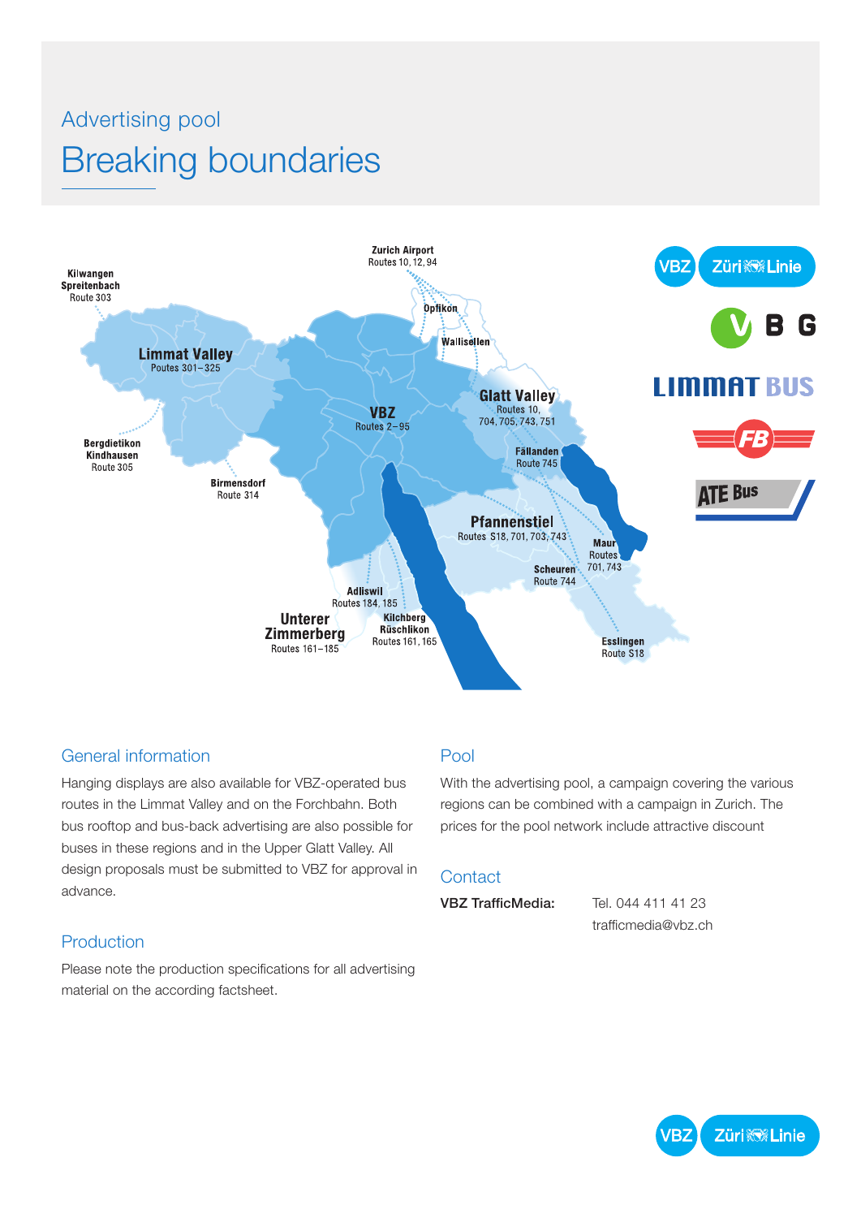Advertising pool

# Breaking boundaries

Zurich Airport
Routes 10, 12, 94

Kilwangen
Spreitenbach
Route 303

Opfikon

Wallisellen

Limmat Valley
Routes 301–325

VBZ
Routes 2–95

Glatt Valley
Routes 10,
704, 705, 743, 751

Bergdietikon
Kindhausen
Route 305

Fällanden
Route 745

Birmensdorf
Route 314

Pfannenstiel
Routes S18, 701, 703, 743

Maur
Routes
701, 743

Scheuren
Route 744

Adliswil
Routes 184, 185

Unterer
Zimmerberg
Routes 161–185

Kilchberg
Rüschlikon
Routes 161, 165

Esslingen
Route S18

## General information

Hanging displays are also available for VBZ-operated bus routes in the Limmat Valley and on the Forchbahn. Both bus rooftop and bus-back advertising are also possible for buses in these regions and in the Upper Glatt Valley. All design proposals must be submitted to VBZ for approval in advance.

## Production

Please note the production specifications for all advertising material on the according factsheet.

## Pool

With the advertising pool, a campaign covering the various regions can be combined with a campaign in Zurich. The prices for the pool network include attractive discount

## Contact

**VBZ TrafficMedia:** Tel. 044 411 41 23
trafficmedia@vbz.ch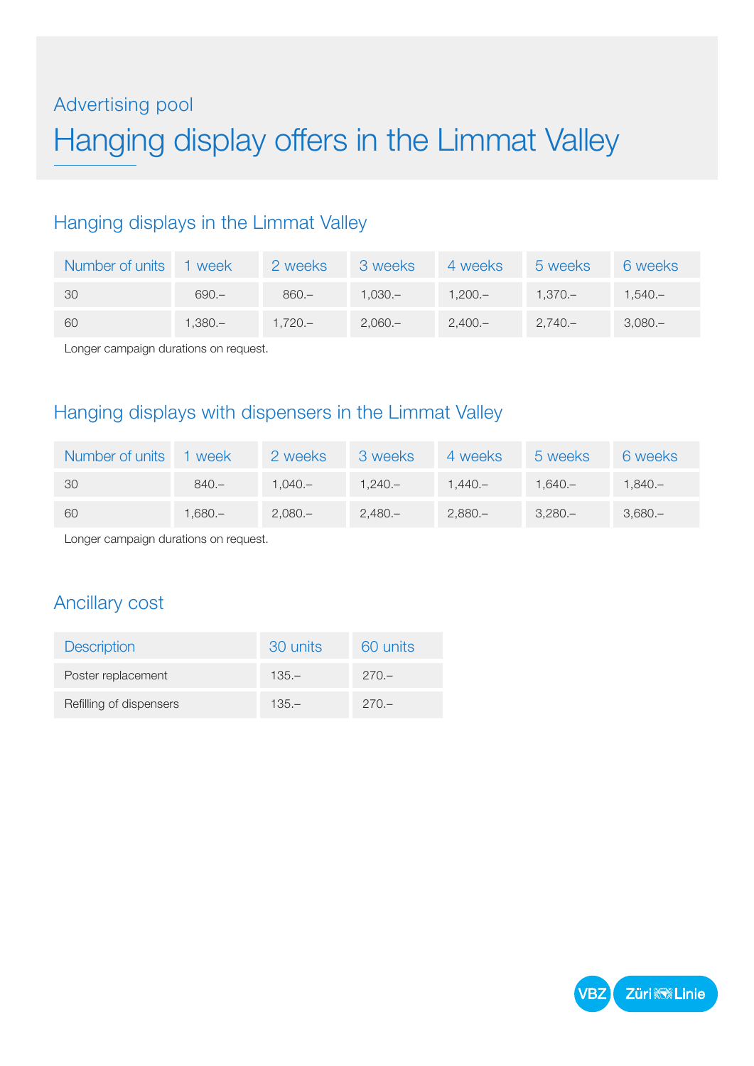Advertising pool

# Hanging display offers in the Limmat Valley

## Hanging displays in the Limmat Valley

| Number of units | 1 week | 2 weeks | 3 weeks | 4 weeks | 5 weeks | 6 weeks |
|---|---|---|---|---|---|---|
| 30 | 690.– | 860.– | 1,030.– | 1,200.– | 1,370.– | 1,540.– |
| 60 | 1,380.– | 1,720.– | 2,060.– | 2,400.– | 2,740.– | 3,080.– |

Longer campaign durations on request.

## Hanging displays with dispensers in the Limmat Valley

| Number of units | 1 week | 2 weeks | 3 weeks | 4 weeks | 5 weeks | 6 weeks |
|---|---|---|---|---|---|---|
| 30 | 840.– | 1,040.– | 1,240.– | 1,440.– | 1,640.– | 1,840.– |
| 60 | 1,680.– | 2,080.– | 2,480.– | 2,880.– | 3,280.– | 3,680.– |

Longer campaign durations on request.

## Ancillary cost

| Description | 30 units | 60 units |
|---|---|---|
| Poster replacement | 135.– | 270.– |
| Refilling of dispensers | 135.– | 270.– |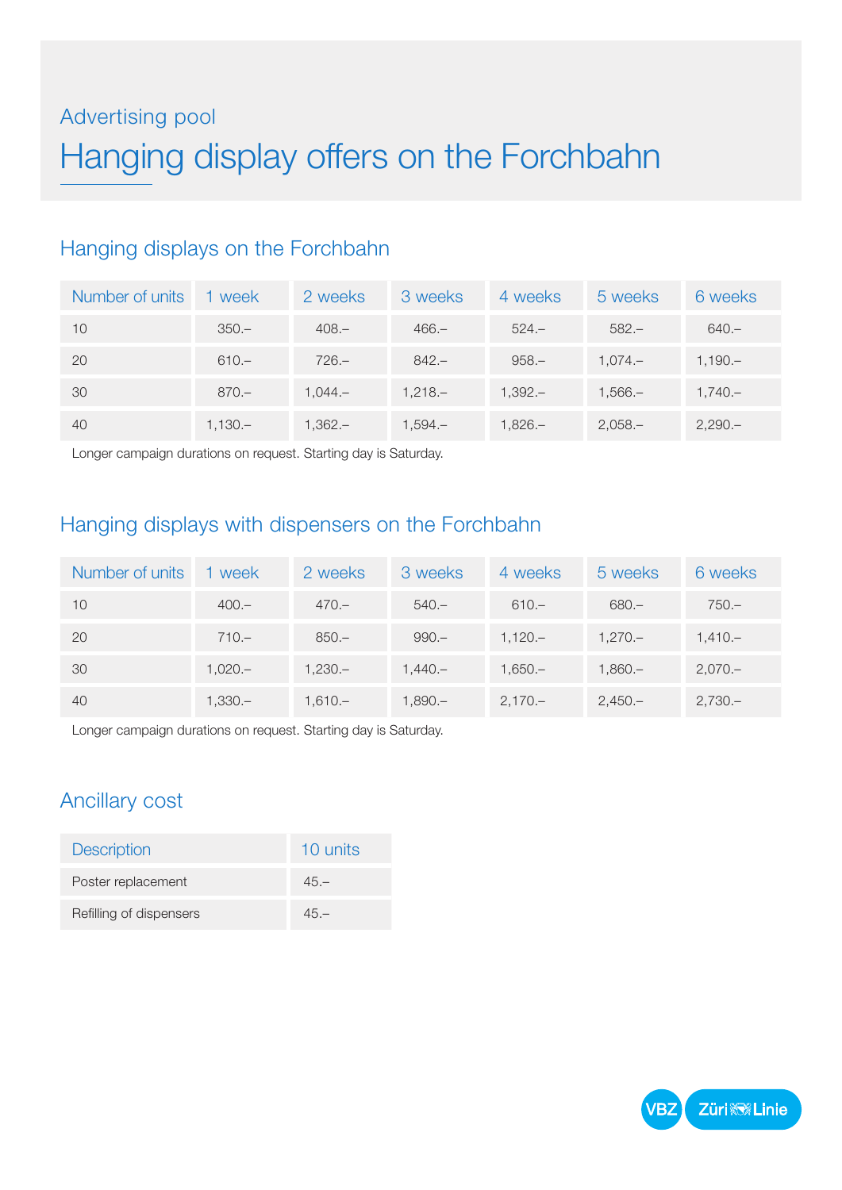Advertising pool

# Hanging display offers on the Forchbahn

## Hanging displays on the Forchbahn

| Number of units | 1 week | 2 weeks | 3 weeks | 4 weeks | 5 weeks | 6 weeks |
|---|---|---|---|---|---|---|
| 10 | 350.– | 408.– | 466.– | 524.– | 582.– | 640.– |
| 20 | 610.– | 726.– | 842.– | 958.– | 1,074.– | 1,190.– |
| 30 | 870.– | 1,044.– | 1,218.– | 1,392.– | 1,566.– | 1,740.– |
| 40 | 1,130.– | 1,362.– | 1,594.– | 1,826.– | 2,058.– | 2,290.– |

Longer campaign durations on request. Starting day is Saturday.

## Hanging displays with dispensers on the Forchbahn

| Number of units | 1 week | 2 weeks | 3 weeks | 4 weeks | 5 weeks | 6 weeks |
|---|---|---|---|---|---|---|
| 10 | 400.– | 470.– | 540.– | 610.– | 680.– | 750.– |
| 20 | 710.– | 850.– | 990.– | 1,120.– | 1,270.– | 1,410.– |
| 30 | 1,020.– | 1,230.– | 1,440.– | 1,650.– | 1,860.– | 2,070.– |
| 40 | 1,330.– | 1,610.– | 1,890.– | 2,170.– | 2,450.– | 2,730.– |

Longer campaign durations on request. Starting day is Saturday.

## Ancillary cost

| Description | 10 units |
|---|---|
| Poster replacement | 45.– |
| Refilling of dispensers | 45.– |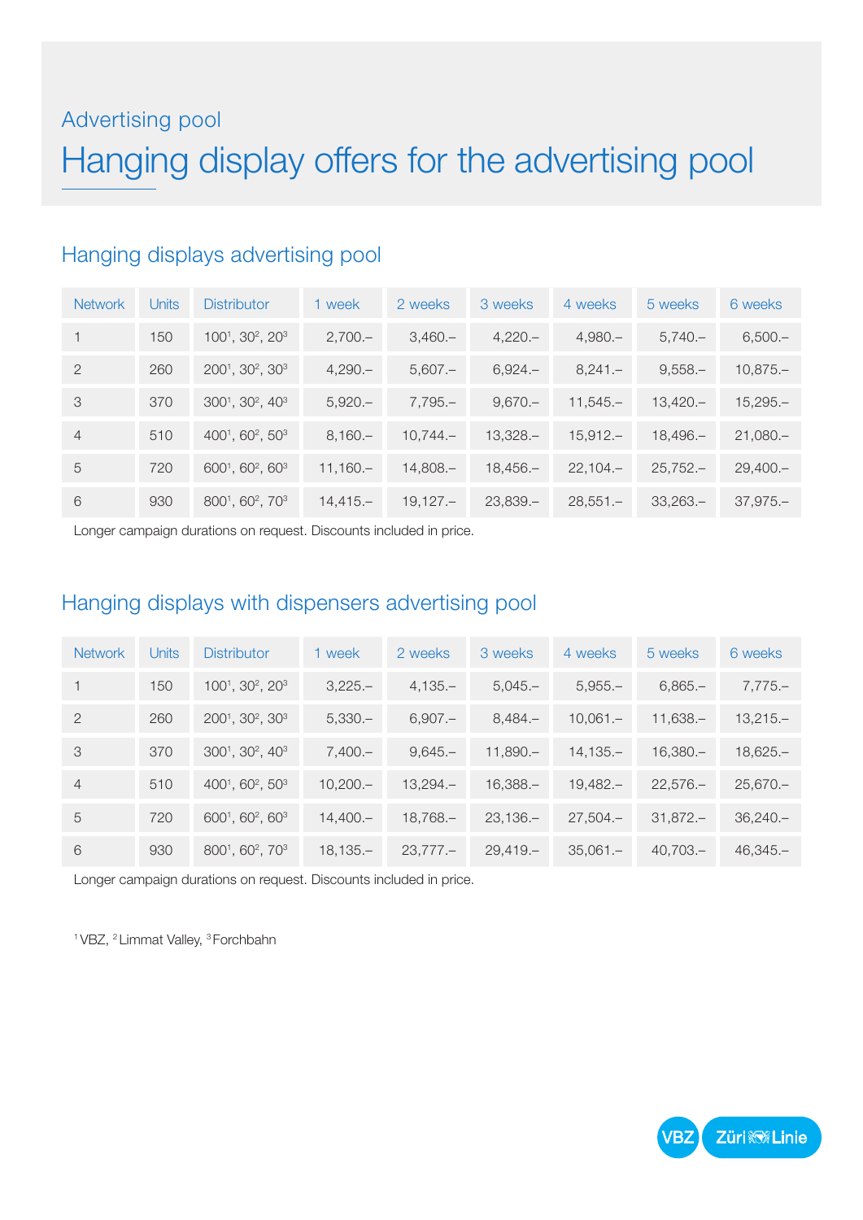Advertising pool

# Hanging display offers for the advertising pool

## Hanging displays advertising pool

| Network | Units | Distributor | 1 week | 2 weeks | 3 weeks | 4 weeks | 5 weeks | 6 weeks |
|---|---|---|---|---|---|---|---|---|
| 1 | 150 | 100[1], 30[2], 20[3] | 2,700.– | 3,460.– | 4,220.– | 4,980.– | 5,740.– | 6,500.– |
| 2 | 260 | 200[1], 30[2], 30[3] | 4,290.– | 5,607.– | 6,924.– | 8,241.– | 9,558.– | 10,875.– |
| 3 | 370 | 300[1], 30[2], 40[3] | 5,920.– | 7,795.– | 9,670.– | 11,545.– | 13,420.– | 15,295.– |
| 4 | 510 | 400[1], 60[2], 50[3] | 8,160.– | 10,744.– | 13,328.– | 15,912.– | 18,496.– | 21,080.– |
| 5 | 720 | 600[1], 60[2], 60[3] | 11,160.– | 14,808.– | 18,456.– | 22,104.– | 25,752.– | 29,400.– |
| 6 | 930 | 800[1], 60[2], 70[3] | 14,415.– | 19,127.– | 23,839.– | 28,551.– | 33,263.– | 37,975.– |

Longer campaign durations on request. Discounts included in price.

## Hanging displays with dispensers advertising pool

| Network | Units | Distributor | 1 week | 2 weeks | 3 weeks | 4 weeks | 5 weeks | 6 weeks |
|---|---|---|---|---|---|---|---|---|
| 1 | 150 | 100[1], 30[2], 20[3] | 3,225.– | 4,135.– | 5,045.– | 5,955.– | 6,865.– | 7,775.– |
| 2 | 260 | 200[1], 30[2], 30[3] | 5,330.– | 6,907.– | 8,484.– | 10,061.– | 11,638.– | 13,215.– |
| 3 | 370 | 300[1], 30[2], 40[3] | 7,400.– | 9,645.– | 11,890.– | 14,135.– | 16,380.– | 18,625.– |
| 4 | 510 | 400[1], 60[2], 50[3] | 10,200.– | 13,294.– | 16,388.– | 19,482.– | 22,576.– | 25,670.– |
| 5 | 720 | 600[1], 60[2], 60[3] | 14,400.– | 18,768.– | 23,136.– | 27,504.– | 31,872.– | 36,240.– |
| 6 | 930 | 800[1], 60[2], 70[3] | 18,135.– | 23,777.– | 29,419.– | 35,061.– | 40,703.– | 46,345.– |

Longer campaign durations on request. Discounts included in price.

[1] VBZ, [2] Limmat Valley, [3] Forchbahn